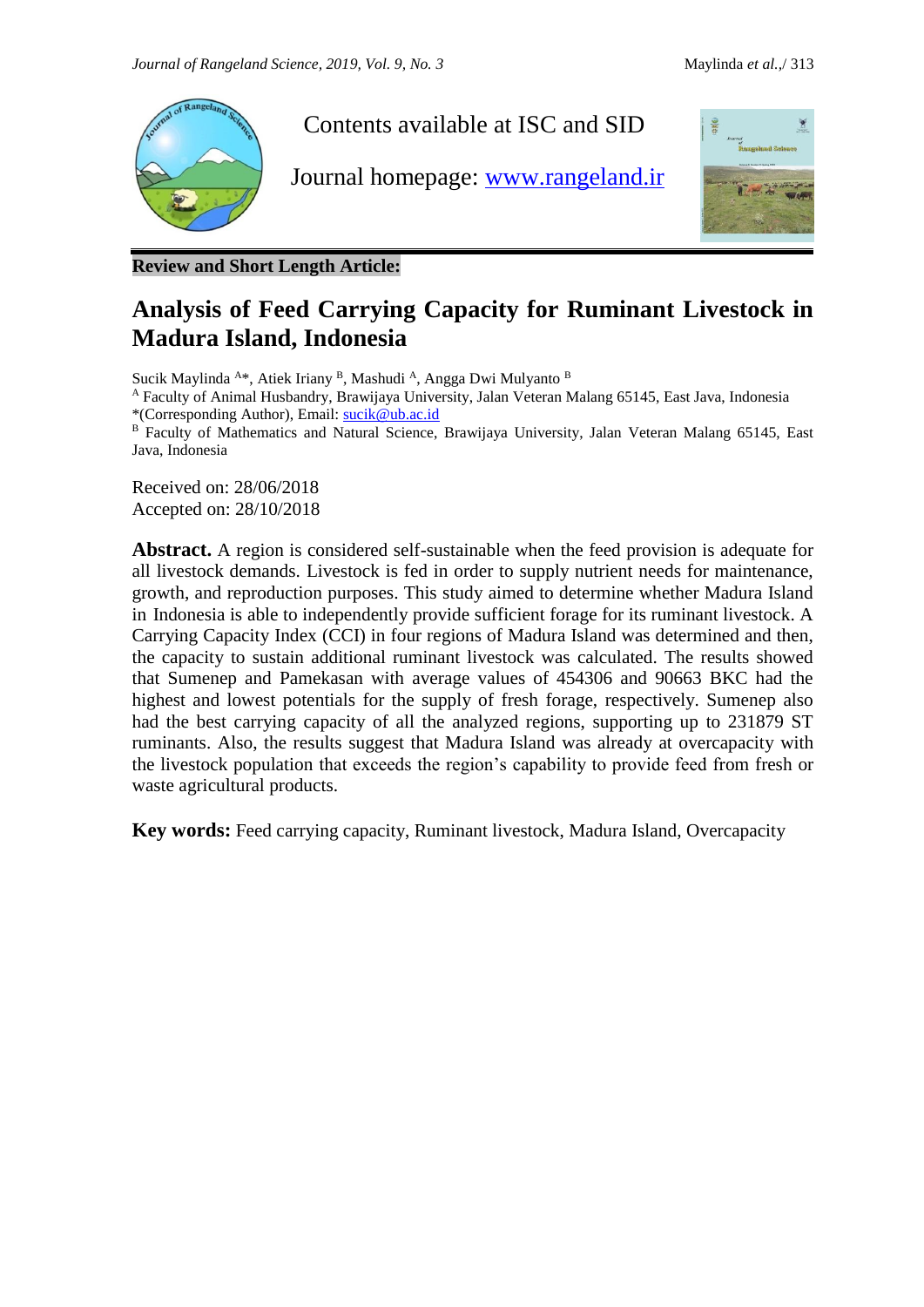Contents available at ISC and SID

Journal homepage: [www.rangeland.ir](http://www.rangeland.ir)

**Review and Short Length Article:**

# Analysis of Feed Carrying Capacity for Ruminant Livestock in Madura Island, Indonesia

Sucik Maylinda [A]*, Atiek Iriany [B], Mashudi [A], Angga Dwi Mulyanto [B]

[A] Faculty of Animal Husbandry, Brawijaya University, Jalan Veteran Malang 65145, East Java, Indonesia
*(Corresponding Author), Email: [sucik@ub.ac.id](mailto:sucik@ub.ac.id)

[B] Faculty of Mathematics and Natural Science, Brawijaya University, Jalan Veteran Malang 65145, East Java, Indonesia

Received on: 28/06/2018
Accepted on: 28/10/2018

**Abstract.** A region is considered self-sustainable when the feed provision is adequate for all livestock demands. Livestock is fed in order to supply nutrient needs for maintenance, growth, and reproduction purposes. This study aimed to determine whether Madura Island in Indonesia is able to independently provide sufficient forage for its ruminant livestock. A Carrying Capacity Index (CCI) in four regions of Madura Island was determined and then, the capacity to sustain additional ruminant livestock was calculated. The results showed that Sumenep and Pamekasan with average values of 454306 and 90663 BKC had the highest and lowest potentials for the supply of fresh forage, respectively. Sumenep also had the best carrying capacity of all the analyzed regions, supporting up to 231879 ST ruminants. Also, the results suggest that Madura Island was already at overcapacity with the livestock population that exceeds the region's capability to provide feed from fresh or waste agricultural products.

**Key words:** Feed carrying capacity, Ruminant livestock, Madura Island, Overcapacity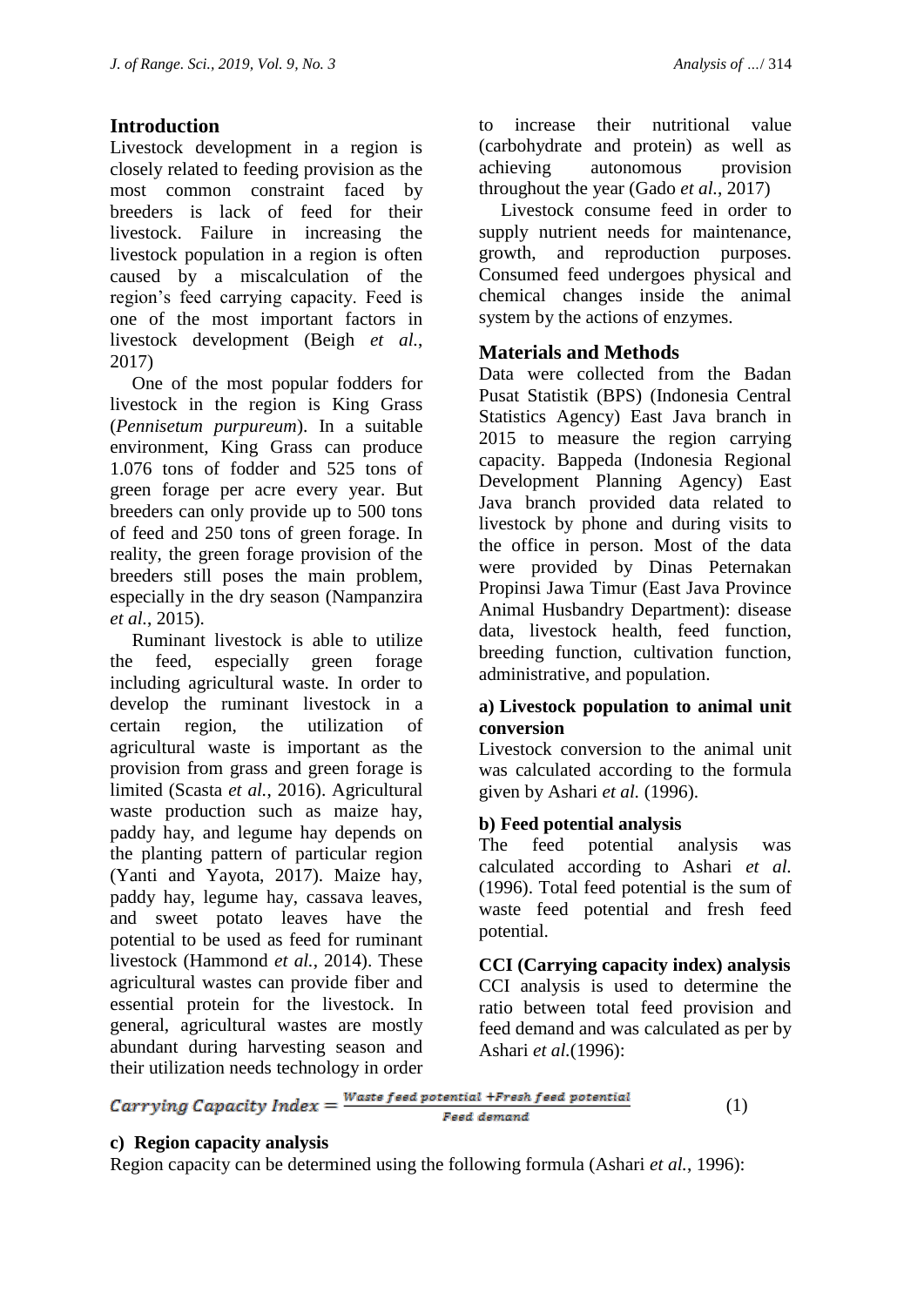## Introduction

Livestock development in a region is closely related to feeding provision as the most common constraint faced by breeders is lack of feed for their livestock. Failure in increasing the livestock population in a region is often caused by a miscalculation of the region's feed carrying capacity. Feed is one of the most important factors in livestock development (Beigh *et al.*, 2017)

One of the most popular fodders for livestock in the region is King Grass (*Pennisetum purpureum*). In a suitable environment, King Grass can produce 1.076 tons of fodder and 525 tons of green forage per acre every year. But breeders can only provide up to 500 tons of feed and 250 tons of green forage. In reality, the green forage provision of the breeders still poses the main problem, especially in the dry season (Nampanzira *et al.*, 2015).

Ruminant livestock is able to utilize the feed, especially green forage including agricultural waste. In order to develop the ruminant livestock in a certain region, the utilization of agricultural waste is important as the provision from grass and green forage is limited (Scasta *et al.*, 2016). Agricultural waste production such as maize hay, paddy hay, and legume hay depends on the planting pattern of particular region (Yanti and Yayota, 2017). Maize hay, paddy hay, legume hay, cassava leaves, and sweet potato leaves have the potential to be used as feed for ruminant livestock (Hammond *et al.*, 2014). These agricultural wastes can provide fiber and essential protein for the livestock. In general, agricultural wastes are mostly abundant during harvesting season and their utilization needs technology in order to increase their nutritional value (carbohydrate and protein) as well as achieving autonomous provision throughout the year (Gado *et al.*, 2017)

Livestock consume feed in order to supply nutrient needs for maintenance, growth, and reproduction purposes. Consumed feed undergoes physical and chemical changes inside the animal system by the actions of enzymes.

## Materials and Methods

Data were collected from the Badan Pusat Statistik (BPS) (Indonesia Central Statistics Agency) East Java branch in 2015 to measure the region carrying capacity. Bappeda (Indonesia Regional Development Planning Agency) East Java branch provided data related to livestock by phone and during visits to the office in person. Most of the data were provided by Dinas Peternakan Propinsi Jawa Timur (East Java Province Animal Husbandry Department): disease data, livestock health, feed function, breeding function, cultivation function, administrative, and population.

### a) Livestock population to animal unit conversion

Livestock conversion to the animal unit was calculated according to the formula given by Ashari *et al.* (1996).

### b) Feed potential analysis

The feed potential analysis was calculated according to Ashari *et al.* (1996). Total feed potential is the sum of waste feed potential and fresh feed potential.

**CCI (Carrying capacity index) analysis**

CCI analysis is used to determine the ratio between total feed provision and feed demand and was calculated as per by Ashari *et al.*(1996):

$$\text{Carrying Capacity Index} = \frac{\text{Waste feed potential} + \text{Fresh feed potential}}{\text{Feed demand}} \quad (1)$$

### c) Region capacity analysis

Region capacity can be determined using the following formula (Ashari *et al.*, 1996):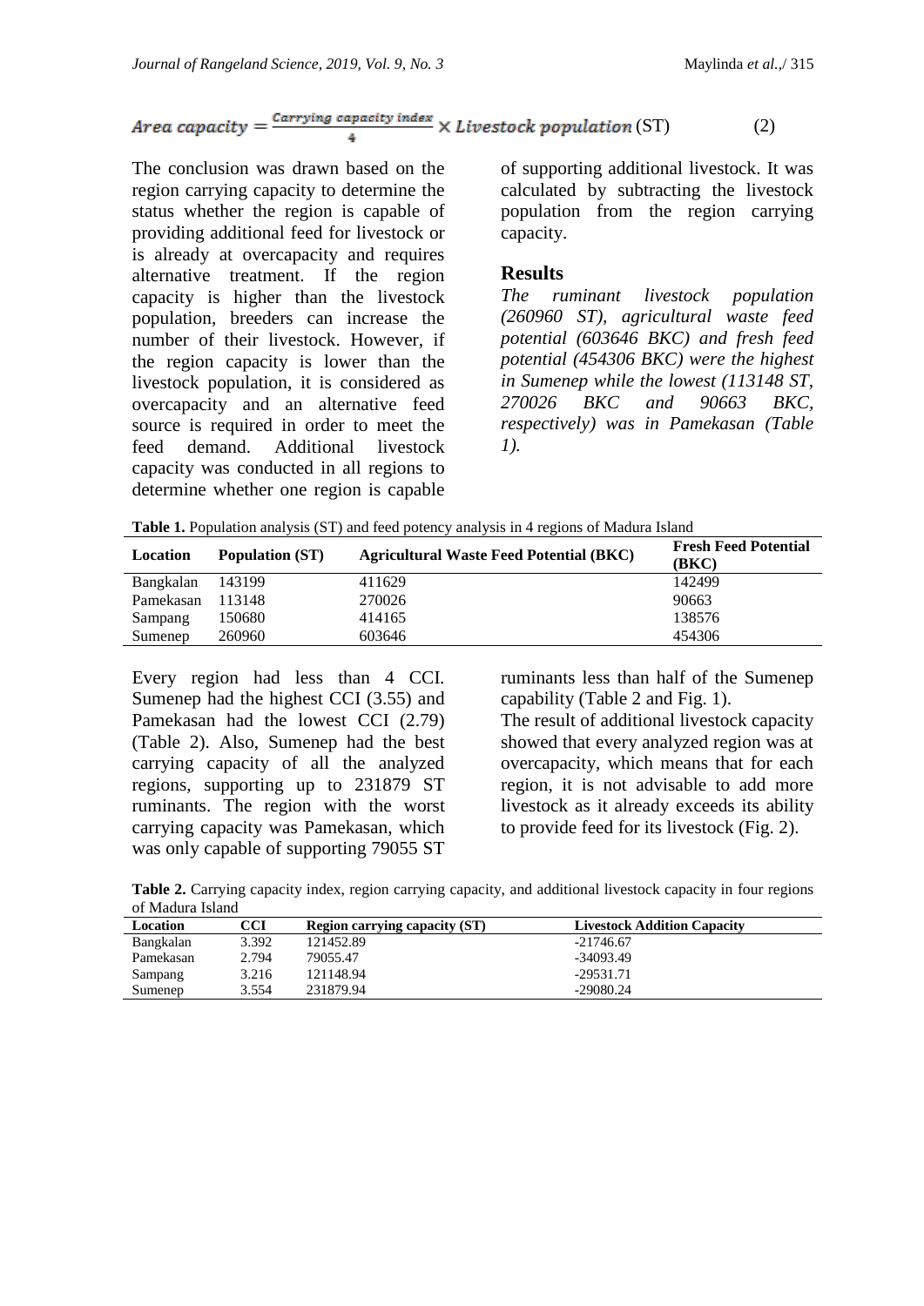$$Area\ capacity = \frac{Carrying\ capacity\ index}{4} \times Livestock\ population\ (ST) \quad (2)$$

The conclusion was drawn based on the region carrying capacity to determine the status whether the region is capable of providing additional feed for livestock or is already at overcapacity and requires alternative treatment. If the region capacity is higher than the livestock population, breeders can increase the number of their livestock. However, if the region capacity is lower than the livestock population, it is considered as overcapacity and an alternative feed source is required in order to meet the feed demand. Additional livestock capacity was conducted in all regions to determine whether one region is capable of supporting additional livestock. It was calculated by subtracting the livestock population from the region carrying capacity.

## Results

*The ruminant livestock population (260960 ST), agricultural waste feed potential (603646 BKC) and fresh feed potential (454306 BKC) were the highest in Sumenep while the lowest (113148 ST, 270026 BKC and 90663 BKC, respectively) was in Pamekasan (Table 1).*

**Table 1.** Population analysis (ST) and feed potency analysis in 4 regions of Madura Island

| Location | Population (ST) | Agricultural Waste Feed Potential (BKC) | Fresh Feed Potential (BKC) |
|---|---|---|---|
| Bangkalan | 143199 | 411629 | 142499 |
| Pamekasan | 113148 | 270026 | 90663 |
| Sampang | 150680 | 414165 | 138576 |
| Sumenep | 260960 | 603646 | 454306 |

Every region had less than 4 CCI. Sumenep had the highest CCI (3.55) and Pamekasan had the lowest CCI (2.79) (Table 2). Also, Sumenep had the best carrying capacity of all the analyzed regions, supporting up to 231879 ST ruminants. The region with the worst carrying capacity was Pamekasan, which was only capable of supporting 79055 ST ruminants less than half of the Sumenep capability (Table 2 and Fig. 1).

The result of additional livestock capacity showed that every analyzed region was at overcapacity, which means that for each region, it is not advisable to add more livestock as it already exceeds its ability to provide feed for its livestock (Fig. 2).

**Table 2.** Carrying capacity index, region carrying capacity, and additional livestock capacity in four regions of Madura Island

| Location | CCI | Region carrying capacity (ST) | Livestock Addition Capacity |
|---|---|---|---|
| Bangkalan | 3.392 | 121452.89 | -21746.67 |
| Pamekasan | 2.794 | 79055.47 | -34093.49 |
| Sampang | 3.216 | 121148.94 | -29531.71 |
| Sumenep | 3.554 | 231879.94 | -29080.24 |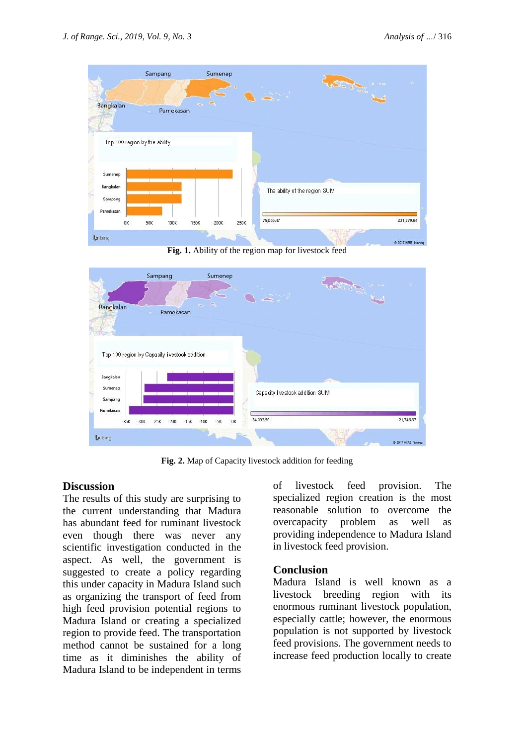Fig. 1. Ability of the region map for livestock feed

Fig. 2. Map of Capacity livestock addition for feeding

## Discussion

The results of this study are surprising to the current understanding that Madura has abundant feed for ruminant livestock even though there was never any scientific investigation conducted in the aspect. As well, the government is suggested to create a policy regarding this under capacity in Madura Island such as organizing the transport of feed from high feed provision potential regions to Madura Island or creating a specialized region to provide feed. The transportation method cannot be sustained for a long time as it diminishes the ability of Madura Island to be independent in terms of livestock feed provision. The specialized region creation is the most reasonable solution to overcome the overcapacity problem as well as providing independence to Madura Island in livestock feed provision.

## Conclusion

Madura Island is well known as a livestock breeding region with its enormous ruminant livestock population, especially cattle; however, the enormous population is not supported by livestock feed provisions. The government needs to increase feed production locally to create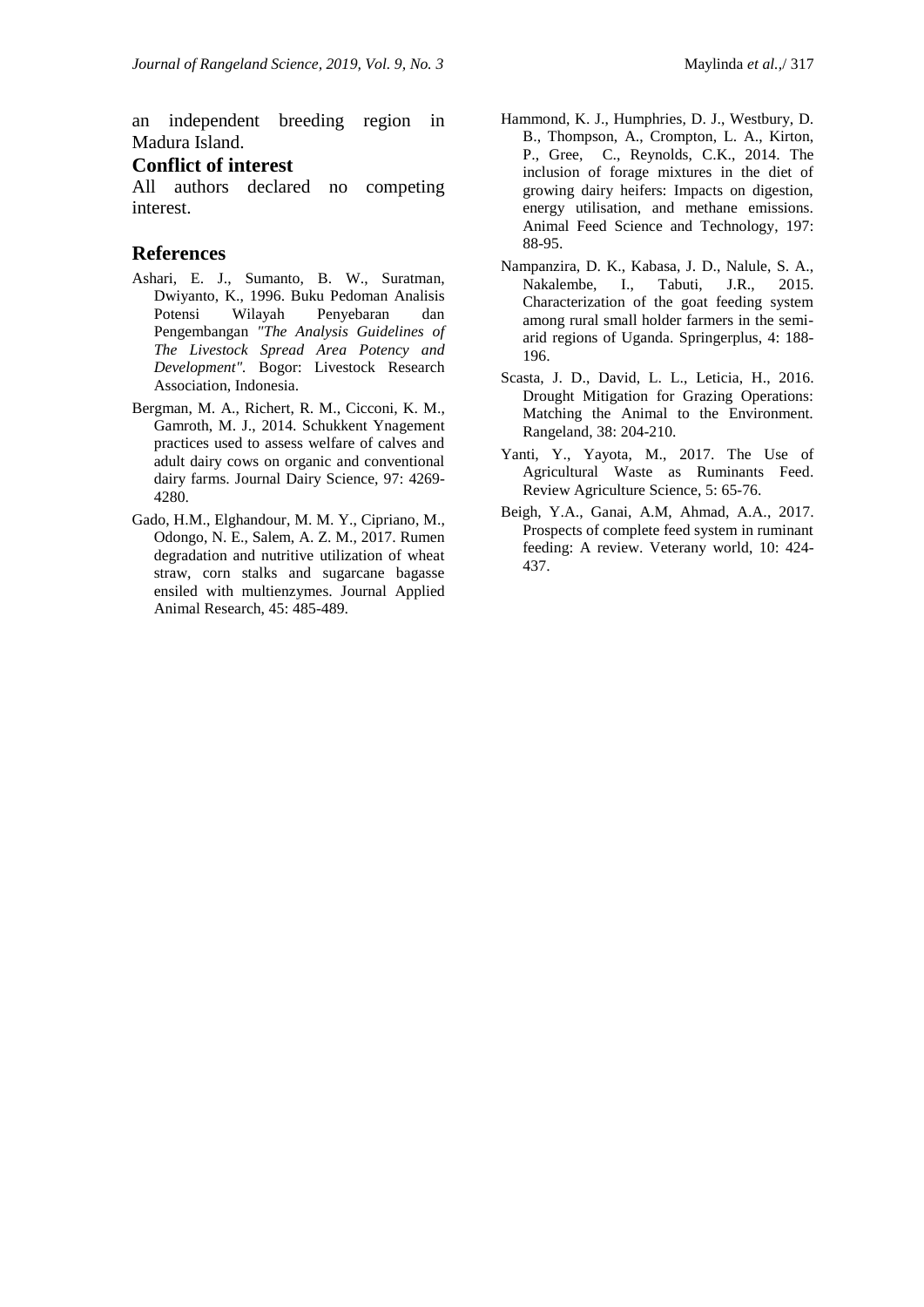an independent breeding region in Madura Island.

## Conflict of interest

All authors declared no competing interest.

## References

Ashari, E. J., Sumanto, B. W., Suratman, Dwiyanto, K., 1996. Buku Pedoman Analisis Potensi Wilayah Penyebaran dan Pengembangan *"The Analysis Guidelines of The Livestock Spread Area Potency and Development"*. Bogor: Livestock Research Association, Indonesia.

Bergman, M. A., Richert, R. M., Cicconi, K. M., Gamroth, M. J., 2014. Schukkent Ynagement practices used to assess welfare of calves and adult dairy cows on organic and conventional dairy farms. Journal Dairy Science, 97: 4269-4280.

Gado, H.M., Elghandour, M. M. Y., Cipriano, M., Odongo, N. E., Salem, A. Z. M., 2017. Rumen degradation and nutritive utilization of wheat straw, corn stalks and sugarcane bagasse ensiled with multienzymes. Journal Applied Animal Research, 45: 485-489.

Hammond, K. J., Humphries, D. J., Westbury, D. B., Thompson, A., Crompton, L. A., Kirton, P., Gree, C., Reynolds, C.K., 2014. The inclusion of forage mixtures in the diet of growing dairy heifers: Impacts on digestion, energy utilisation, and methane emissions. Animal Feed Science and Technology, 197: 88-95.

Nampanzira, D. K., Kabasa, J. D., Nalule, S. A., Nakalembe, I., Tabuti, J.R., 2015. Characterization of the goat feeding system among rural small holder farmers in the semi-arid regions of Uganda. Springerplus, 4: 188-196.

Scasta, J. D., David, L. L., Leticia, H., 2016. Drought Mitigation for Grazing Operations: Matching the Animal to the Environment. Rangeland, 38: 204-210.

Yanti, Y., Yayota, M., 2017. The Use of Agricultural Waste as Ruminants Feed. Review Agriculture Science, 5: 65-76.

Beigh, Y.A., Ganai, A.M, Ahmad, A.A., 2017. Prospects of complete feed system in ruminant feeding: A review. Veterany world, 10: 424-437.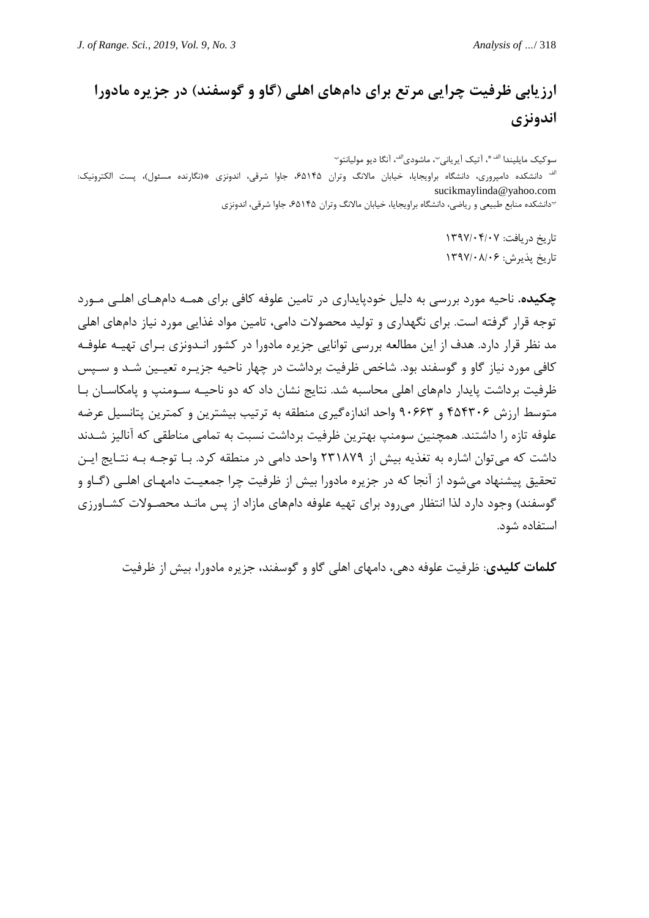# ارزیابی ظرفیت چرایی مرتع برای دام‌های اهلی (گاو و گوسفند) در جزیره مادورا اندونزی

سوکیک مایلیندا [الف]*، آتیک آیریانی[ب]، ماشودی[الف]، آنگا دیو مولیانتو[ب]

[الف] دانشکده دامپروری، دانشگاه براویجایا، خیابان مالانگ وتران ۶۵۱۴۵، جاوا شرقی، اندونزی *(نگارنده مسئول)، پست الکترونیک: sucikmaylinda@yahoo.com

[ب] دانشکده منابع طبیعی و ریاضی، دانشگاه براویجایا، خیابان مالانگ وتران ۶۵۱۴۵، جاوا شرقی، اندونزی

تاریخ دریافت: ۱۳۹۷/۰۴/۰۷

تاریخ پذیرش: ۱۳۹۷/۰۸/۰۶

**چکیده.** ناحیه مورد بررسی به دلیل خودپایداری در تامین علوفه کافی برای همه دام‌های اهلی مورد توجه قرار گرفته است. برای نگهداری و تولید محصولات دامی، تامین مواد غذایی مورد نیاز دام‌های اهلی مد نظر قرار دارد. هدف از این مطالعه بررسی توانایی جزیره مادورا در کشور اندونزی برای تهیه علوفه کافی مورد نیاز گاو و گوسفند بود. شاخص ظرفیت برداشت در چهار ناحیه جزیره تعیین شد و سپس ظرفیت برداشت پایدار دام‌های اهلی محاسبه شد. نتایج نشان داد که دو ناحیه سومنپ و پامکاسان با متوسط ارزش ۴۵۴۳۰۶ و ۹۰۶۶۳ واحد اندازه‌گیری منطقه به ترتیب بیشترین و کمترین پتانسیل عرضه علوفه تازه را داشتند. همچنین سومنپ بهترین ظرفیت برداشت نسبت به تمامی مناطقی که آنالیز شدند داشت که می‌توان اشاره به تغذیه بیش از ۲۳۱۸۷۹ واحد دامی در منطقه کرد. با توجه به نتایج این تحقیق پیشنهاد می‌شود از آنجا که در جزیره مادورا بیش از ظرفیت چرا جمعیت دامهای اهلی (گاو و گوسفند) وجود دارد لذا انتظار می‌رود برای تهیه علوفه دام‌های مازاد از پس مانده محصولات کشاورزی استفاده شود.

**کلمات کلیدی**: ظرفیت علوفه دهی، دامهای اهلی گاو و گوسفند، جزیره مادورا، بیش از ظرفیت